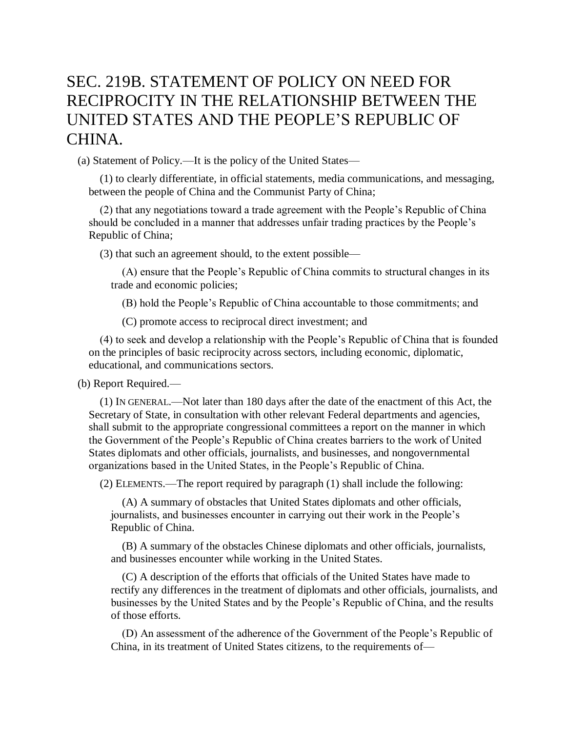# SEC. 219B. STATEMENT OF POLICY ON NEED FOR RECIPROCITY IN THE RELATIONSHIP BETWEEN THE UNITED STATES AND THE PEOPLE'S REPUBLIC OF CHINA.

(a) Statement of Policy.—It is the policy of the United States—

(1) to clearly differentiate, in official statements, media communications, and messaging, between the people of China and the Communist Party of China;

(2) that any negotiations toward a trade agreement with the People's Republic of China should be concluded in a manner that addresses unfair trading practices by the People's Republic of China;

(3) that such an agreement should, to the extent possible—

(A) ensure that the People's Republic of China commits to structural changes in its trade and economic policies;

(B) hold the People's Republic of China accountable to those commitments; and

(C) promote access to reciprocal direct investment; and

(4) to seek and develop a relationship with the People's Republic of China that is founded on the principles of basic reciprocity across sectors, including economic, diplomatic, educational, and communications sectors.

(b) Report Required.—

(1) IN GENERAL.—Not later than 180 days after the date of the enactment of this Act, the Secretary of State, in consultation with other relevant Federal departments and agencies, shall submit to the appropriate congressional committees a report on the manner in which the Government of the People's Republic of China creates barriers to the work of United States diplomats and other officials, journalists, and businesses, and nongovernmental organizations based in the United States, in the People's Republic of China.

(2) ELEMENTS.—The report required by paragraph (1) shall include the following:

(A) A summary of obstacles that United States diplomats and other officials, journalists, and businesses encounter in carrying out their work in the People's Republic of China.

(B) A summary of the obstacles Chinese diplomats and other officials, journalists, and businesses encounter while working in the United States.

(C) A description of the efforts that officials of the United States have made to rectify any differences in the treatment of diplomats and other officials, journalists, and businesses by the United States and by the People's Republic of China, and the results of those efforts.

(D) An assessment of the adherence of the Government of the People's Republic of China, in its treatment of United States citizens, to the requirements of—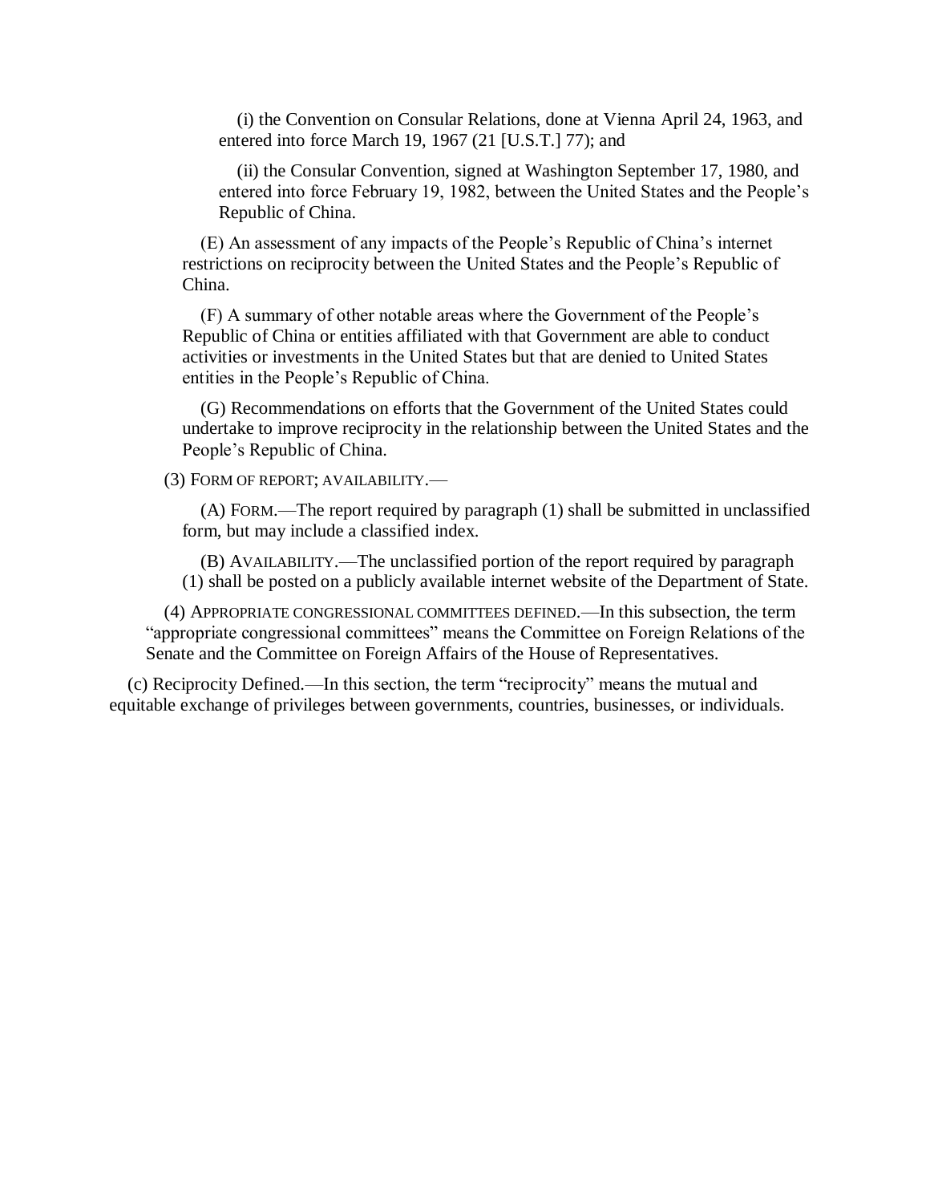(i) the Convention on Consular Relations, done at Vienna April 24, 1963, and entered into force March 19, 1967 (21 [U.S.T.] 77); and

(ii) the Consular Convention, signed at Washington September 17, 1980, and entered into force February 19, 1982, between the United States and the People's Republic of China.

(E) An assessment of any impacts of the People's Republic of China's internet restrictions on reciprocity between the United States and the People's Republic of China.

(F) A summary of other notable areas where the Government of the People's Republic of China or entities affiliated with that Government are able to conduct activities or investments in the United States but that are denied to United States entities in the People's Republic of China.

(G) Recommendations on efforts that the Government of the United States could undertake to improve reciprocity in the relationship between the United States and the People's Republic of China.

(3) FORM OF REPORT; AVAILABILITY.—

(A) FORM.—The report required by paragraph (1) shall be submitted in unclassified form, but may include a classified index.

(B) AVAILABILITY.—The unclassified portion of the report required by paragraph (1) shall be posted on a publicly available internet website of the Department of State.

(4) APPROPRIATE CONGRESSIONAL COMMITTEES DEFINED.—In this subsection, the term "appropriate congressional committees" means the Committee on Foreign Relations of the Senate and the Committee on Foreign Affairs of the House of Representatives.

(c) Reciprocity Defined.—In this section, the term "reciprocity" means the mutual and equitable exchange of privileges between governments, countries, businesses, or individuals.